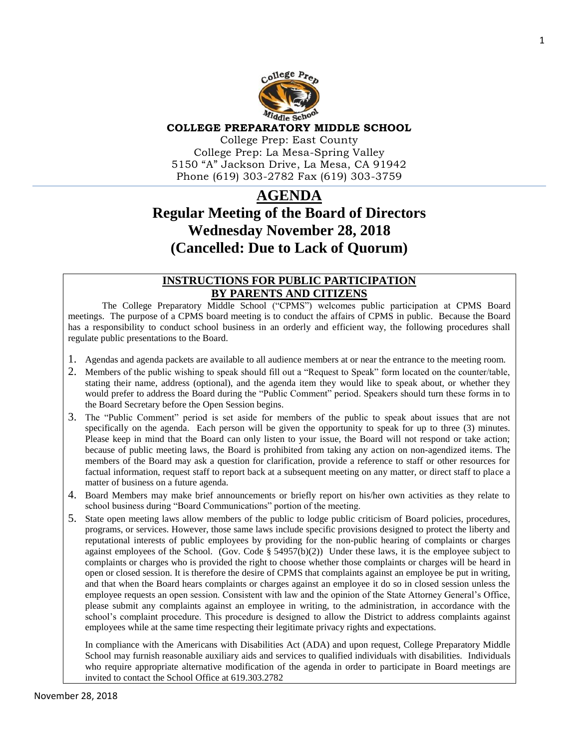**COLLEGE PREPARATORY MIDDLE SCHOOL**

College Prep: East County
College Prep: La Mesa-Spring Valley
5150 "A" Jackson Drive, La Mesa, CA 91942
Phone (619) 303-2782 Fax (619) 303-3759

# AGENDA

# Regular Meeting of the Board of Directors
# Wednesday November 28, 2018
# (Cancelled: Due to Lack of Quorum)

## INSTRUCTIONS FOR PUBLIC PARTICIPATION BY PARENTS AND CITIZENS

The College Preparatory Middle School ("CPMS") welcomes public participation at CPMS Board meetings. The purpose of a CPMS board meeting is to conduct the affairs of CPMS in public. Because the Board has a responsibility to conduct school business in an orderly and efficient way, the following procedures shall regulate public presentations to the Board.

1. Agendas and agenda packets are available to all audience members at or near the entrance to the meeting room.
2. Members of the public wishing to speak should fill out a "Request to Speak" form located on the counter/table, stating their name, address (optional), and the agenda item they would like to speak about, or whether they would prefer to address the Board during the "Public Comment" period. Speakers should turn these forms in to the Board Secretary before the Open Session begins.
3. The "Public Comment" period is set aside for members of the public to speak about issues that are not specifically on the agenda. Each person will be given the opportunity to speak for up to three (3) minutes. Please keep in mind that the Board can only listen to your issue, the Board will not respond or take action; because of public meeting laws, the Board is prohibited from taking any action on non-agendized items. The members of the Board may ask a question for clarification, provide a reference to staff or other resources for factual information, request staff to report back at a subsequent meeting on any matter, or direct staff to place a matter of business on a future agenda.
4. Board Members may make brief announcements or briefly report on his/her own activities as they relate to school business during "Board Communications" portion of the meeting.
5. State open meeting laws allow members of the public to lodge public criticism of Board policies, procedures, programs, or services. However, those same laws include specific provisions designed to protect the liberty and reputational interests of public employees by providing for the non-public hearing of complaints or charges against employees of the School. (Gov. Code § 54957(b)(2)) Under these laws, it is the employee subject to complaints or charges who is provided the right to choose whether those complaints or charges will be heard in open or closed session. It is therefore the desire of CPMS that complaints against an employee be put in writing, and that when the Board hears complaints or charges against an employee it do so in closed session unless the employee requests an open session. Consistent with law and the opinion of the State Attorney General's Office, please submit any complaints against an employee in writing, to the administration, in accordance with the school's complaint procedure. This procedure is designed to allow the District to address complaints against employees while at the same time respecting their legitimate privacy rights and expectations.

   In compliance with the Americans with Disabilities Act (ADA) and upon request, College Preparatory Middle School may furnish reasonable auxiliary aids and services to qualified individuals with disabilities. Individuals who require appropriate alternative modification of the agenda in order to participate in Board meetings are invited to contact the School Office at 619.303.2782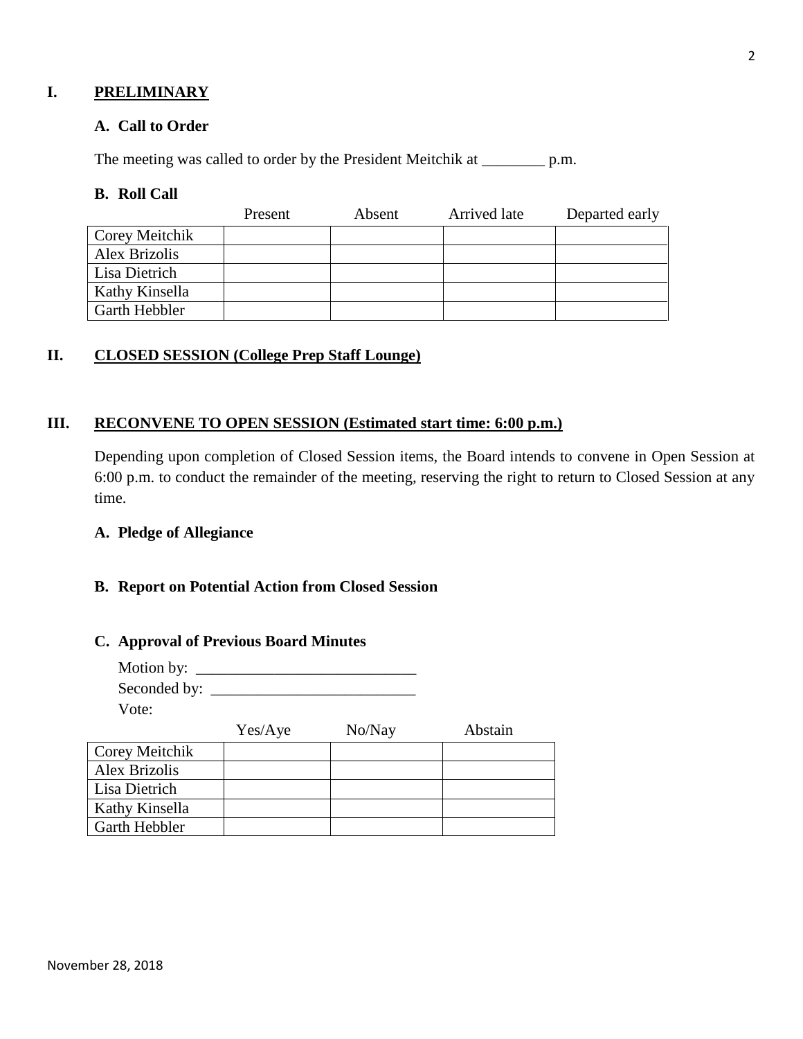## I. PRELIMINARY

### A. Call to Order

The meeting was called to order by the President Meitchik at ________ p.m.

### B. Roll Call

| | Present | Absent | Arrived late | Departed early |
|---|---|---|---|---|
| Corey Meitchik | | | | |
| Alex Brizolis | | | | |
| Lisa Dietrich | | | | |
| Kathy Kinsella | | | | |
| Garth Hebbler | | | | |

## II. CLOSED SESSION (College Prep Staff Lounge)

## III. RECONVENE TO OPEN SESSION (Estimated start time: 6:00 p.m.)

Depending upon completion of Closed Session items, the Board intends to convene in Open Session at 6:00 p.m. to conduct the remainder of the meeting, reserving the right to return to Closed Session at any time.

### A. Pledge of Allegiance

### B. Report on Potential Action from Closed Session

### C. Approval of Previous Board Minutes

Motion by: ____________________________

Seconded by: __________________________

Vote:

| | Yes/Aye | No/Nay | Abstain |
|---|---|---|---|
| Corey Meitchik | | | |
| Alex Brizolis | | | |
| Lisa Dietrich | | | |
| Kathy Kinsella | | | |
| Garth Hebbler | | | |

November 28, 2018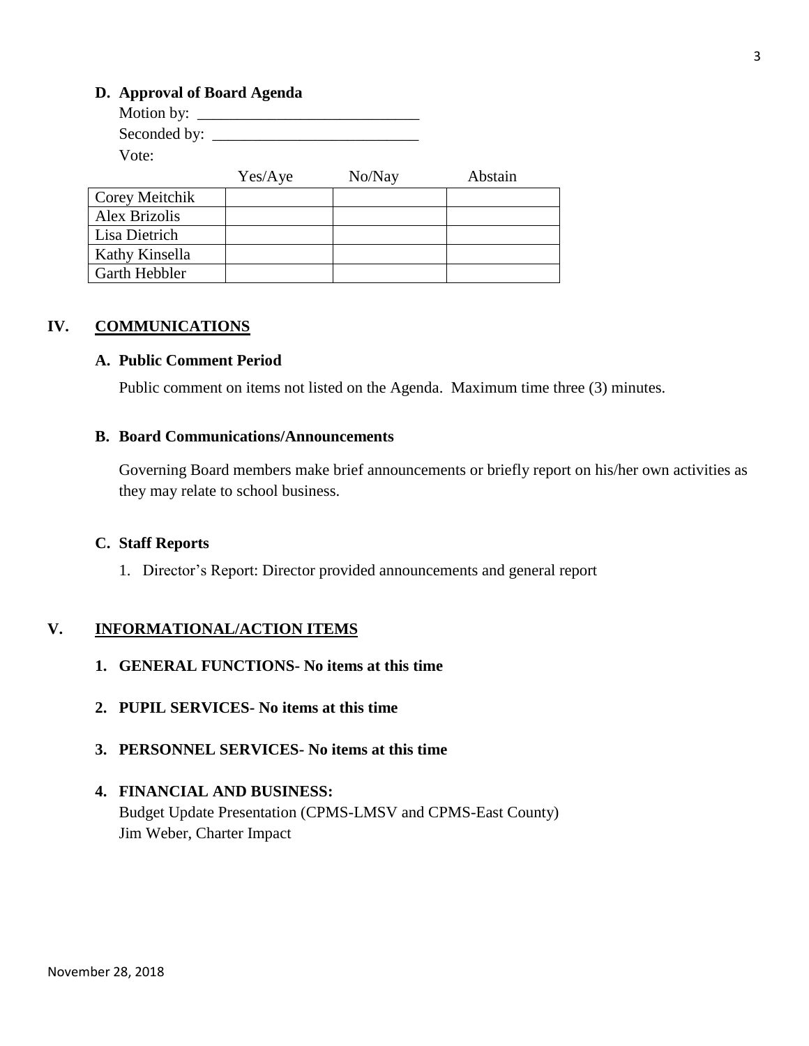### D. Approval of Board Agenda

Motion by: ____________________________

Seconded by: __________________________

Vote:

| | Yes/Aye | No/Nay | Abstain |
|---|---|---|---|
| Corey Meitchik | | | |
| Alex Brizolis | | | |
| Lisa Dietrich | | | |
| Kathy Kinsella | | | |
| Garth Hebbler | | | |

## IV. COMMUNICATIONS

### A. Public Comment Period

Public comment on items not listed on the Agenda. Maximum time three (3) minutes.

### B. Board Communications/Announcements

Governing Board members make brief announcements or briefly report on his/her own activities as they may relate to school business.

### C. Staff Reports

1. Director's Report: Director provided announcements and general report

## V. INFORMATIONAL/ACTION ITEMS

**1. GENERAL FUNCTIONS- No items at this time**

**2. PUPIL SERVICES- No items at this time**

**3. PERSONNEL SERVICES- No items at this time**

**4. FINANCIAL AND BUSINESS:**

Budget Update Presentation (CPMS-LMSV and CPMS-East County)
Jim Weber, Charter Impact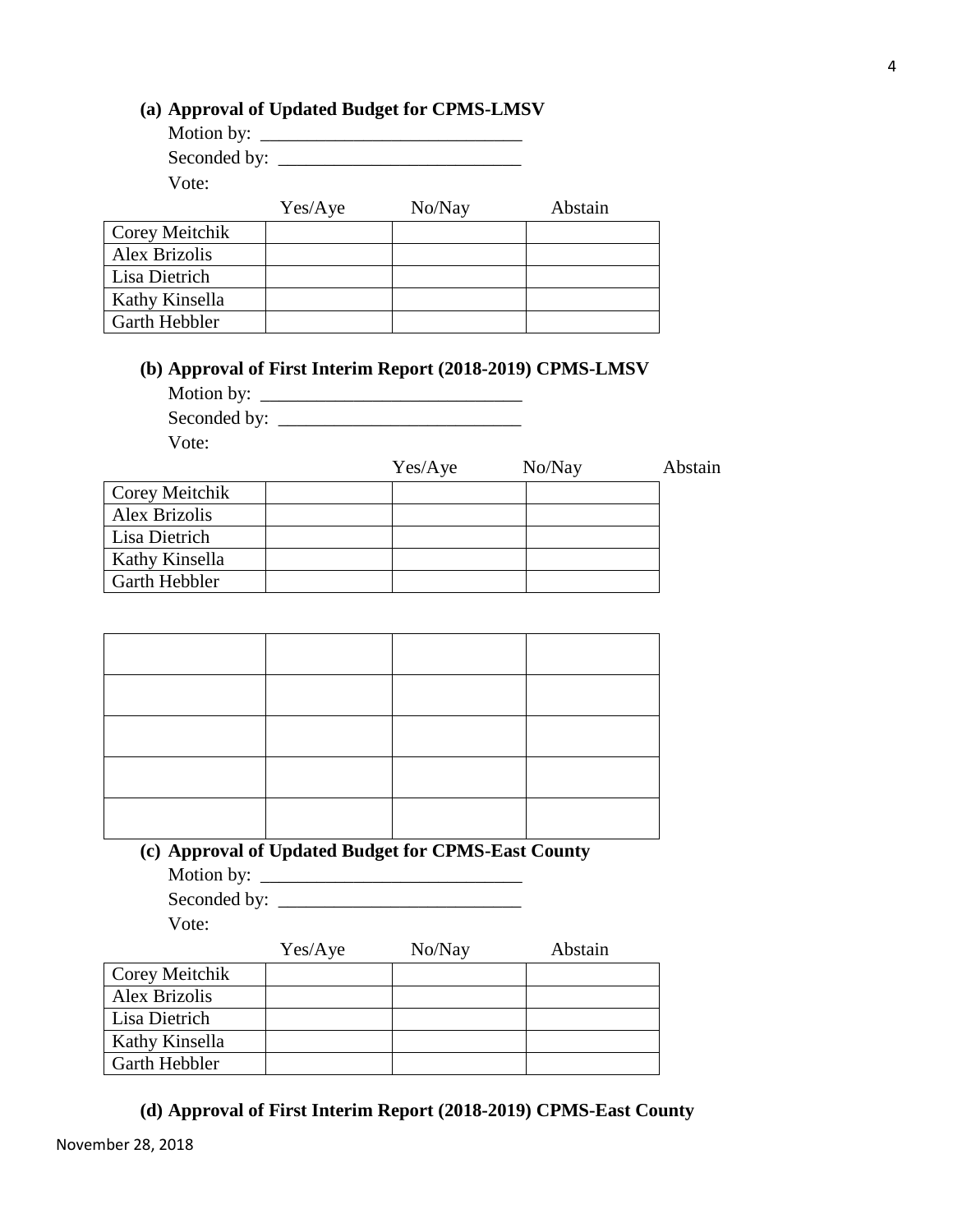**(a) Approval of Updated Budget for CPMS-LMSV**

Motion by: \_\_\_\_\_\_\_\_\_\_\_\_\_\_\_\_\_\_\_\_\_\_\_\_\_\_\_\_

Seconded by: \_\_\_\_\_\_\_\_\_\_\_\_\_\_\_\_\_\_\_\_\_\_\_\_\_\_

Vote:

| | Yes/Aye | No/Nay | Abstain |
|---|---|---|---|
| Corey Meitchik | | | |
| Alex Brizolis | | | |
| Lisa Dietrich | | | |
| Kathy Kinsella | | | |
| Garth Hebbler | | | |

**(b) Approval of First Interim Report (2018-2019) CPMS-LMSV**

Motion by: \_\_\_\_\_\_\_\_\_\_\_\_\_\_\_\_\_\_\_\_\_\_\_\_\_\_\_\_

Seconded by: \_\_\_\_\_\_\_\_\_\_\_\_\_\_\_\_\_\_\_\_\_\_\_\_\_\_

Vote:

| | Yes/Aye | No/Nay | Abstain |
|---|---|---|---|
| Corey Meitchik | | | |
| Alex Brizolis | | | |
| Lisa Dietrich | | | |
| Kathy Kinsella | | | |
| Garth Hebbler | | | |

| | | | |
|---|---|---|---|
| | | | |
| | | | |
| | | | |
| | | | |
| | | | |

**(c) Approval of Updated Budget for CPMS-East County**

Motion by: \_\_\_\_\_\_\_\_\_\_\_\_\_\_\_\_\_\_\_\_\_\_\_\_\_\_\_\_

Seconded by: \_\_\_\_\_\_\_\_\_\_\_\_\_\_\_\_\_\_\_\_\_\_\_\_\_\_

Vote:

| | Yes/Aye | No/Nay | Abstain |
|---|---|---|---|
| Corey Meitchik | | | |
| Alex Brizolis | | | |
| Lisa Dietrich | | | |
| Kathy Kinsella | | | |
| Garth Hebbler | | | |

**(d) Approval of First Interim Report (2018-2019) CPMS-East County**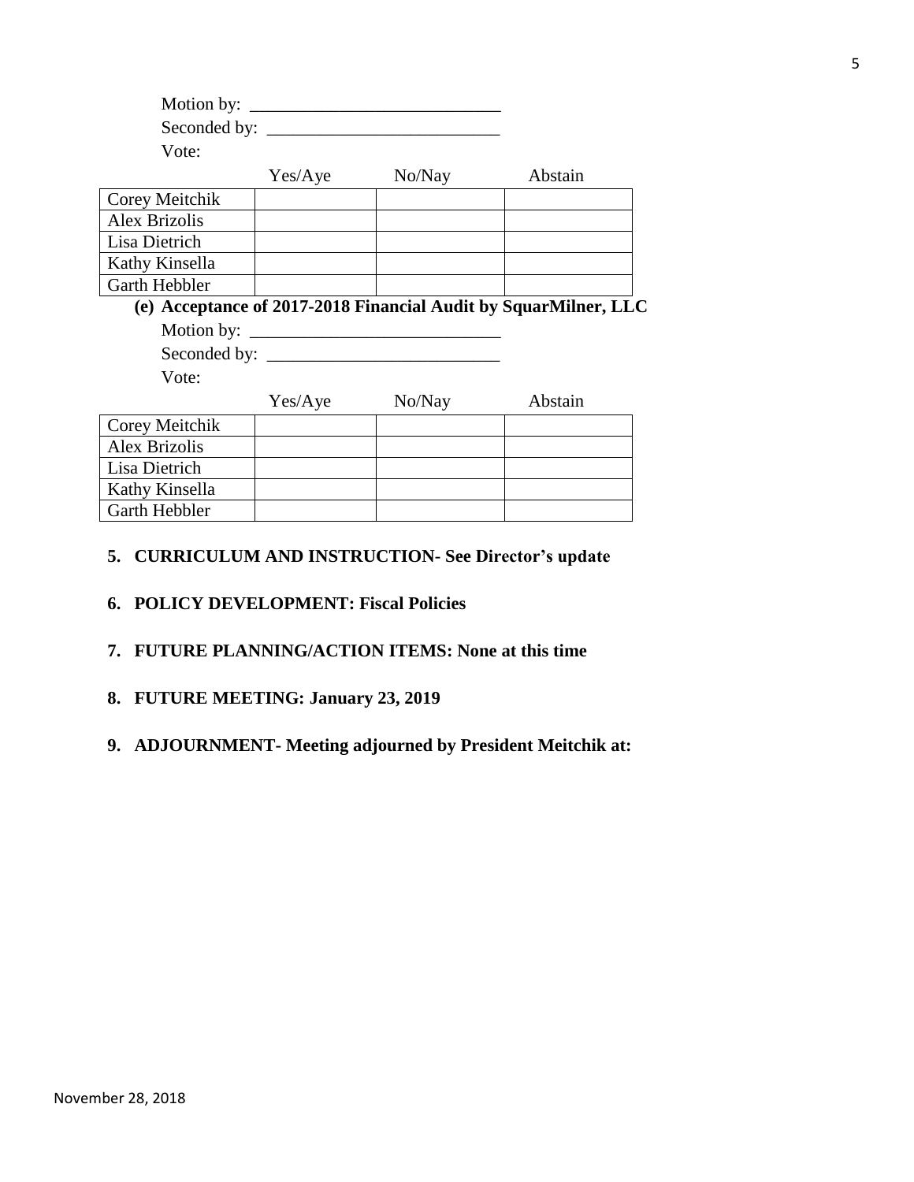Motion by: \_\_\_\_\_\_\_\_\_\_\_\_\_\_\_\_\_\_\_\_\_\_\_\_\_\_\_\_

Seconded by: \_\_\_\_\_\_\_\_\_\_\_\_\_\_\_\_\_\_\_\_\_\_\_\_\_\_

Vote:

| | Yes/Aye | No/Nay | Abstain |
|---|---|---|---|
| Corey Meitchik | | | |
| Alex Brizolis | | | |
| Lisa Dietrich | | | |
| Kathy Kinsella | | | |
| Garth Hebbler | | | |

**(e) Acceptance of 2017-2018 Financial Audit by SquarMilner, LLC**

Motion by: \_\_\_\_\_\_\_\_\_\_\_\_\_\_\_\_\_\_\_\_\_\_\_\_\_\_\_\_

Seconded by: \_\_\_\_\_\_\_\_\_\_\_\_\_\_\_\_\_\_\_\_\_\_\_\_\_\_

Vote:

| | Yes/Aye | No/Nay | Abstain |
|---|---|---|---|
| Corey Meitchik | | | |
| Alex Brizolis | | | |
| Lisa Dietrich | | | |
| Kathy Kinsella | | | |
| Garth Hebbler | | | |

**5. CURRICULUM AND INSTRUCTION- See Director's update**

**6. POLICY DEVELOPMENT: Fiscal Policies**

**7. FUTURE PLANNING/ACTION ITEMS: None at this time**

**8. FUTURE MEETING: January 23, 2019**

**9. ADJOURNMENT- Meeting adjourned by President Meitchik at:**